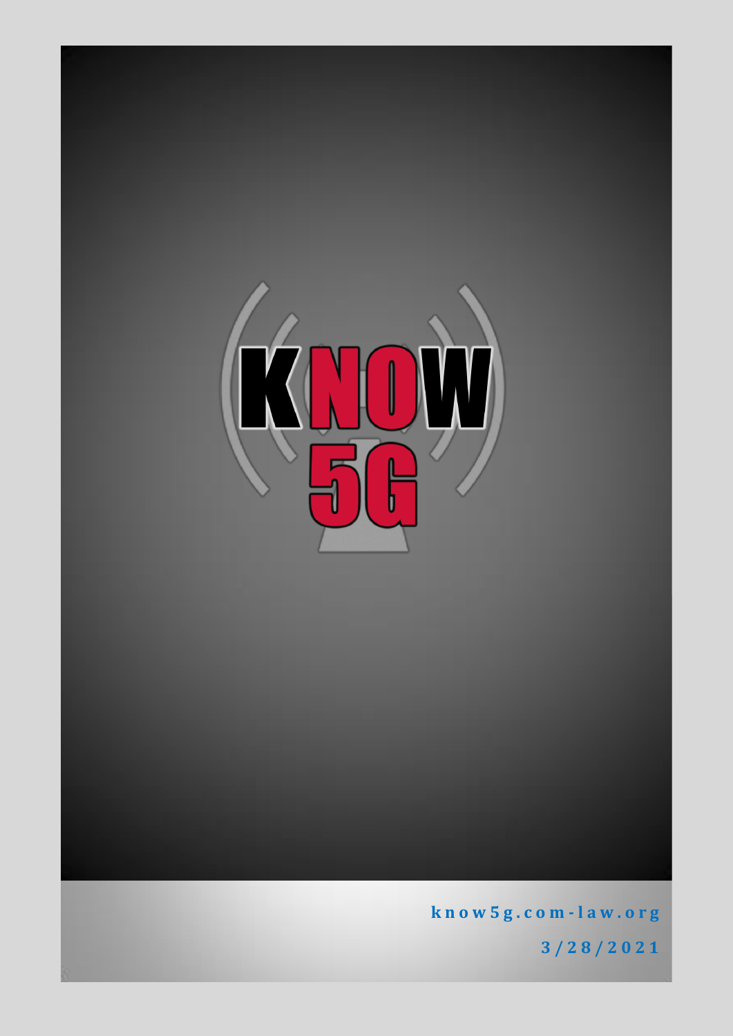# KNOW 5G

know5g.com-law.org

3/28/2021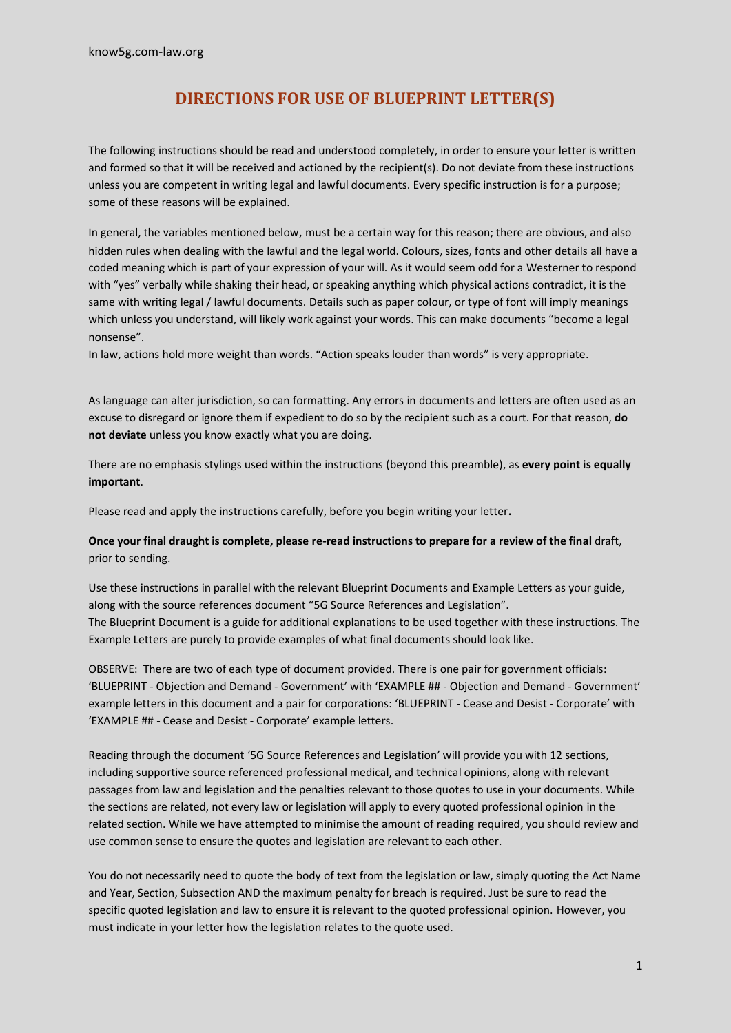know5g.com-law.org

# DIRECTIONS FOR USE OF BLUEPRINT LETTER(S)

The following instructions should be read and understood completely, in order to ensure your letter is written and formed so that it will be received and actioned by the recipient(s). Do not deviate from these instructions unless you are competent in writing legal and lawful documents. Every specific instruction is for a purpose; some of these reasons will be explained.

In general, the variables mentioned below, must be a certain way for this reason; there are obvious, and also hidden rules when dealing with the lawful and the legal world. Colours, sizes, fonts and other details all have a coded meaning which is part of your expression of your will. As it would seem odd for a Westerner to respond with "yes" verbally while shaking their head, or speaking anything which physical actions contradict, it is the same with writing legal / lawful documents. Details such as paper colour, or type of font will imply meanings which unless you understand, will likely work against your words. This can make documents "become a legal nonsense".
In law, actions hold more weight than words. "Action speaks louder than words" is very appropriate.

As language can alter jurisdiction, so can formatting. Any errors in documents and letters are often used as an excuse to disregard or ignore them if expedient to do so by the recipient such as a court. For that reason, **do not deviate** unless you know exactly what you are doing.

There are no emphasis stylings used within the instructions (beyond this preamble), as **every point is equally important**.

Please read and apply the instructions carefully, before you begin writing your letter**.**

**Once your final draught is complete, please re-read instructions to prepare for a review of the final** draft, prior to sending.

Use these instructions in parallel with the relevant Blueprint Documents and Example Letters as your guide, along with the source references document "5G Source References and Legislation".
The Blueprint Document is a guide for additional explanations to be used together with these instructions. The Example Letters are purely to provide examples of what final documents should look like.

OBSERVE: There are two of each type of document provided. There is one pair for government officials: 'BLUEPRINT - Objection and Demand - Government' with 'EXAMPLE ## - Objection and Demand - Government' example letters in this document and a pair for corporations: 'BLUEPRINT - Cease and Desist - Corporate' with 'EXAMPLE ## - Cease and Desist - Corporate' example letters.

Reading through the document '5G Source References and Legislation' will provide you with 12 sections, including supportive source referenced professional medical, and technical opinions, along with relevant passages from law and legislation and the penalties relevant to those quotes to use in your documents. While the sections are related, not every law or legislation will apply to every quoted professional opinion in the related section. While we have attempted to minimise the amount of reading required, you should review and use common sense to ensure the quotes and legislation are relevant to each other.

You do not necessarily need to quote the body of text from the legislation or law, simply quoting the Act Name and Year, Section, Subsection AND the maximum penalty for breach is required. Just be sure to read the specific quoted legislation and law to ensure it is relevant to the quoted professional opinion. However, you must indicate in your letter how the legislation relates to the quote used.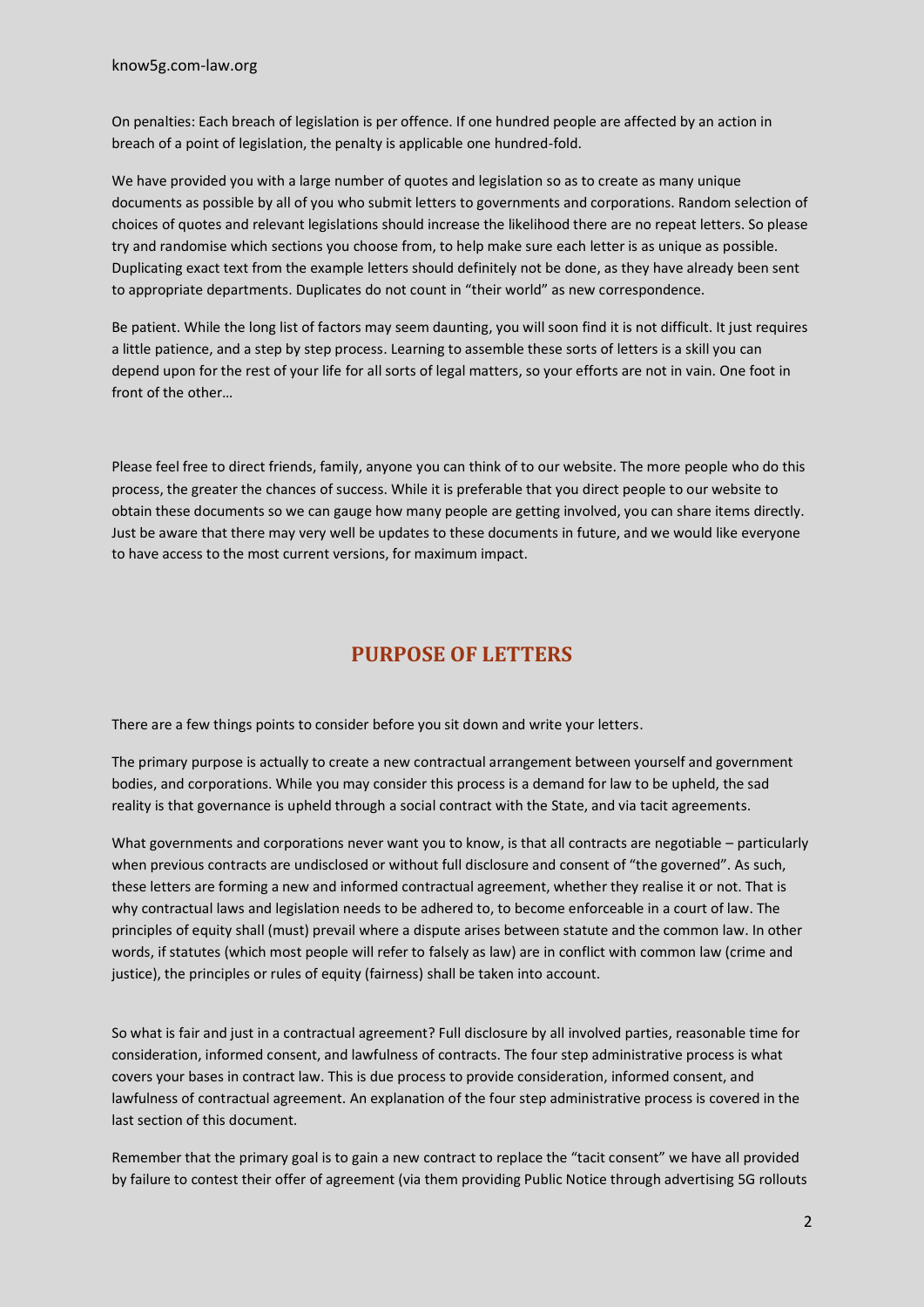On penalties: Each breach of legislation is per offence. If one hundred people are affected by an action in breach of a point of legislation, the penalty is applicable one hundred-fold.

We have provided you with a large number of quotes and legislation so as to create as many unique documents as possible by all of you who submit letters to governments and corporations. Random selection of choices of quotes and relevant legislations should increase the likelihood there are no repeat letters. So please try and randomise which sections you choose from, to help make sure each letter is as unique as possible. Duplicating exact text from the example letters should definitely not be done, as they have already been sent to appropriate departments. Duplicates do not count in "their world" as new correspondence.

Be patient. While the long list of factors may seem daunting, you will soon find it is not difficult. It just requires a little patience, and a step by step process. Learning to assemble these sorts of letters is a skill you can depend upon for the rest of your life for all sorts of legal matters, so your efforts are not in vain. One foot in front of the other…

Please feel free to direct friends, family, anyone you can think of to our website. The more people who do this process, the greater the chances of success. While it is preferable that you direct people to our website to obtain these documents so we can gauge how many people are getting involved, you can share items directly. Just be aware that there may very well be updates to these documents in future, and we would like everyone to have access to the most current versions, for maximum impact.

## PURPOSE OF LETTERS

There are a few things points to consider before you sit down and write your letters.

The primary purpose is actually to create a new contractual arrangement between yourself and government bodies, and corporations. While you may consider this process is a demand for law to be upheld, the sad reality is that governance is upheld through a social contract with the State, and via tacit agreements.

What governments and corporations never want you to know, is that all contracts are negotiable – particularly when previous contracts are undisclosed or without full disclosure and consent of "the governed". As such, these letters are forming a new and informed contractual agreement, whether they realise it or not. That is why contractual laws and legislation needs to be adhered to, to become enforceable in a court of law. The principles of equity shall (must) prevail where a dispute arises between statute and the common law. In other words, if statutes (which most people will refer to falsely as law) are in conflict with common law (crime and justice), the principles or rules of equity (fairness) shall be taken into account.

So what is fair and just in a contractual agreement? Full disclosure by all involved parties, reasonable time for consideration, informed consent, and lawfulness of contracts. The four step administrative process is what covers your bases in contract law. This is due process to provide consideration, informed consent, and lawfulness of contractual agreement. An explanation of the four step administrative process is covered in the last section of this document.

Remember that the primary goal is to gain a new contract to replace the "tacit consent" we have all provided by failure to contest their offer of agreement (via them providing Public Notice through advertising 5G rollouts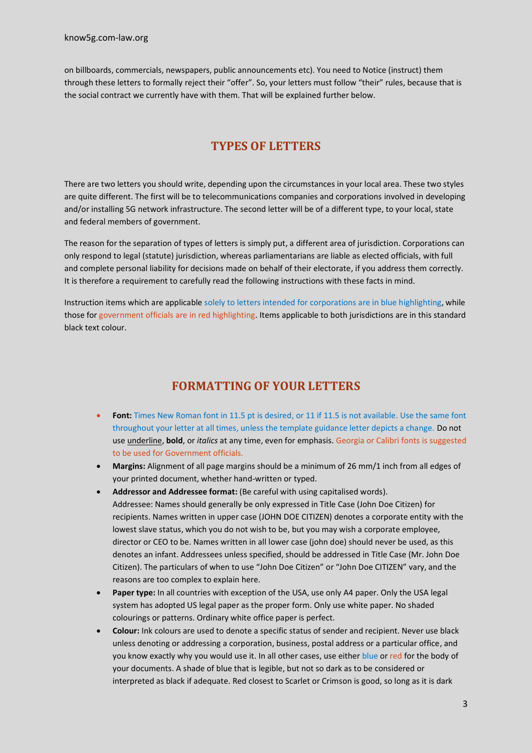on billboards, commercials, newspapers, public announcements etc). You need to Notice (instruct) them through these letters to formally reject their "offer". So, your letters must follow "their" rules, because that is the social contract we currently have with them. That will be explained further below.

## TYPES OF LETTERS

There are two letters you should write, depending upon the circumstances in your local area. These two styles are quite different. The first will be to telecommunications companies and corporations involved in developing and/or installing 5G network infrastructure. The second letter will be of a different type, to your local, state and federal members of government.

The reason for the separation of types of letters is simply put, a different area of jurisdiction. Corporations can only respond to legal (statute) jurisdiction, whereas parliamentarians are liable as elected officials, with full and complete personal liability for decisions made on behalf of their electorate, if you address them correctly. It is therefore a requirement to carefully read the following instructions with these facts in mind.

Instruction items which are applicable solely to letters intended for corporations are in blue highlighting, while those for government officials are in red highlighting. Items applicable to both jurisdictions are in this standard black text colour.

## FORMATTING OF YOUR LETTERS

- **Font:** Times New Roman font in 11.5 pt is desired, or 11 if 11.5 is not available. Use the same font throughout your letter at all times, unless the template guidance letter depicts a change. Do not use <u>underline</u>, **bold**, or *italics* at any time, even for emphasis. Georgia or Calibri fonts is suggested to be used for Government officials.
- **Margins:** Alignment of all page margins should be a minimum of 26 mm/1 inch from all edges of your printed document, whether hand-written or typed.
- **Addressor and Addressee format:** (Be careful with using capitalised words).
  Addressee: Names should generally be only expressed in Title Case (John Doe Citizen) for recipients. Names written in upper case (JOHN DOE CITIZEN) denotes a corporate entity with the lowest slave status, which you do not wish to be, but you may wish a corporate employee, director or CEO to be. Names written in all lower case (john doe) should never be used, as this denotes an infant. Addressees unless specified, should be addressed in Title Case (Mr. John Doe Citizen). The particulars of when to use "John Doe Citizen" or "John Doe CITIZEN" vary, and the reasons are too complex to explain here.
- **Paper type:** In all countries with exception of the USA, use only A4 paper. Only the USA legal system has adopted US legal paper as the proper form. Only use white paper. No shaded colourings or patterns. Ordinary white office paper is perfect.
- **Colour:** Ink colours are used to denote a specific status of sender and recipient. Never use black unless denoting or addressing a corporation, business, postal address or a particular office, and you know exactly why you would use it. In all other cases, use either blue or red for the body of your documents. A shade of blue that is legible, but not so dark as to be considered or interpreted as black if adequate. Red closest to Scarlet or Crimson is good, so long as it is dark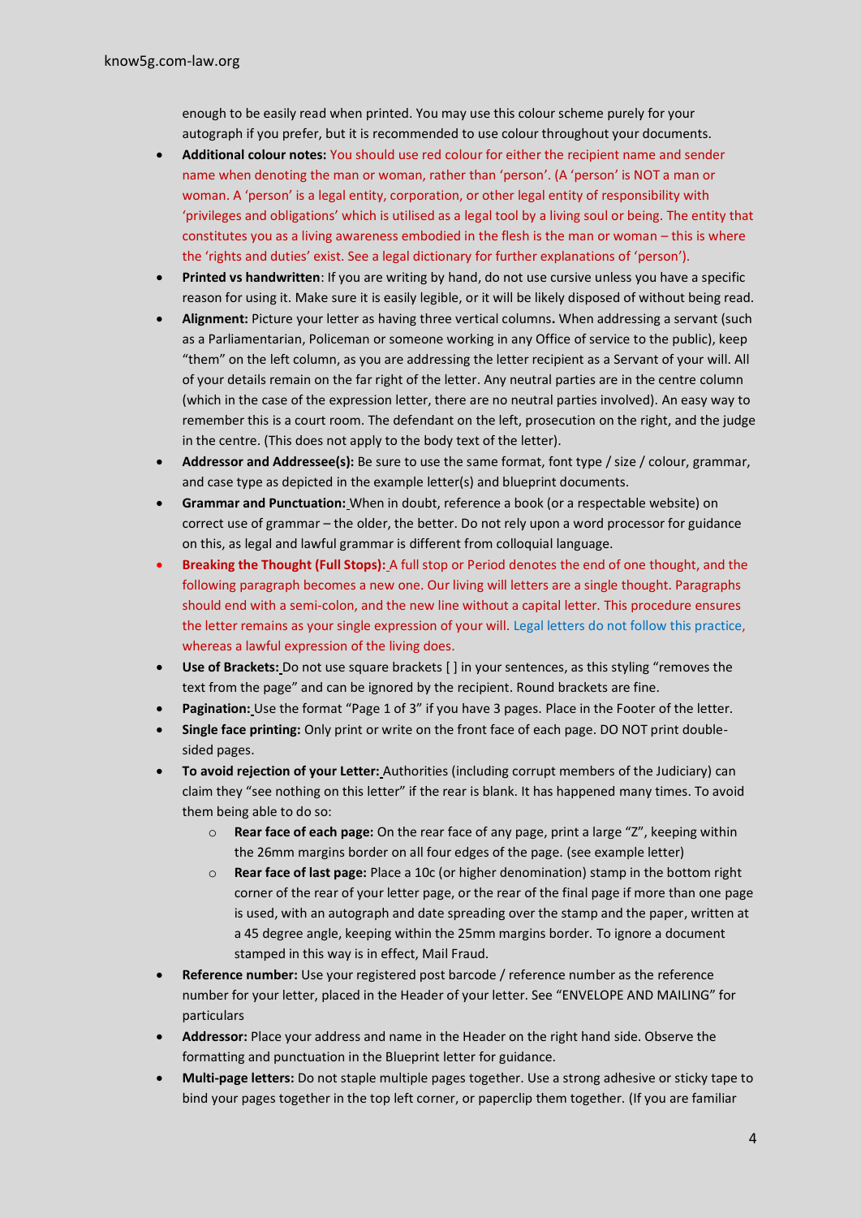enough to be easily read when printed. You may use this colour scheme purely for your autograph if you prefer, but it is recommended to use colour throughout your documents.

- **Additional colour notes:** You should use red colour for either the recipient name and sender name when denoting the man or woman, rather than 'person'. (A 'person' is NOT a man or woman. A 'person' is a legal entity, corporation, or other legal entity of responsibility with 'privileges and obligations' which is utilised as a legal tool by a living soul or being. The entity that constitutes you as a living awareness embodied in the flesh is the man or woman – this is where the 'rights and duties' exist. See a legal dictionary for further explanations of 'person').
- **Printed vs handwritten**: If you are writing by hand, do not use cursive unless you have a specific reason for using it. Make sure it is easily legible, or it will be likely disposed of without being read.
- **Alignment:** Picture your letter as having three vertical columns**.** When addressing a servant (such as a Parliamentarian, Policeman or someone working in any Office of service to the public), keep "them" on the left column, as you are addressing the letter recipient as a Servant of your will. All of your details remain on the far right of the letter. Any neutral parties are in the centre column (which in the case of the expression letter, there are no neutral parties involved). An easy way to remember this is a court room. The defendant on the left, prosecution on the right, and the judge in the centre. (This does not apply to the body text of the letter).
- **Addressor and Addressee(s):** Be sure to use the same format, font type / size / colour, grammar, and case type as depicted in the example letter(s) and blueprint documents.
- **Grammar and Punctuation:** When in doubt, reference a book (or a respectable website) on correct use of grammar – the older, the better. Do not rely upon a word processor for guidance on this, as legal and lawful grammar is different from colloquial language.
- **Breaking the Thought (Full Stops):** A full stop or Period denotes the end of one thought, and the following paragraph becomes a new one. Our living will letters are a single thought. Paragraphs should end with a semi-colon, and the new line without a capital letter. This procedure ensures the letter remains as your single expression of your will. Legal letters do not follow this practice, whereas a lawful expression of the living does.
- **Use of Brackets:** Do not use square brackets [ ] in your sentences, as this styling "removes the text from the page" and can be ignored by the recipient. Round brackets are fine.
- **Pagination:** Use the format "Page 1 of 3" if you have 3 pages. Place in the Footer of the letter.
- **Single face printing:** Only print or write on the front face of each page. DO NOT print double-sided pages.
- **To avoid rejection of your Letter:** Authorities (including corrupt members of the Judiciary) can claim they "see nothing on this letter" if the rear is blank. It has happened many times. To avoid them being able to do so:
  - **Rear face of each page:** On the rear face of any page, print a large "Z", keeping within the 26mm margins border on all four edges of the page. (see example letter)
  - **Rear face of last page:** Place a 10c (or higher denomination) stamp in the bottom right corner of the rear of your letter page, or the rear of the final page if more than one page is used, with an autograph and date spreading over the stamp and the paper, written at a 45 degree angle, keeping within the 25mm margins border. To ignore a document stamped in this way is in effect, Mail Fraud.
- **Reference number:** Use your registered post barcode / reference number as the reference number for your letter, placed in the Header of your letter. See "ENVELOPE AND MAILING" for particulars
- **Addressor:** Place your address and name in the Header on the right hand side. Observe the formatting and punctuation in the Blueprint letter for guidance.
- **Multi-page letters:** Do not staple multiple pages together. Use a strong adhesive or sticky tape to bind your pages together in the top left corner, or paperclip them together. (If you are familiar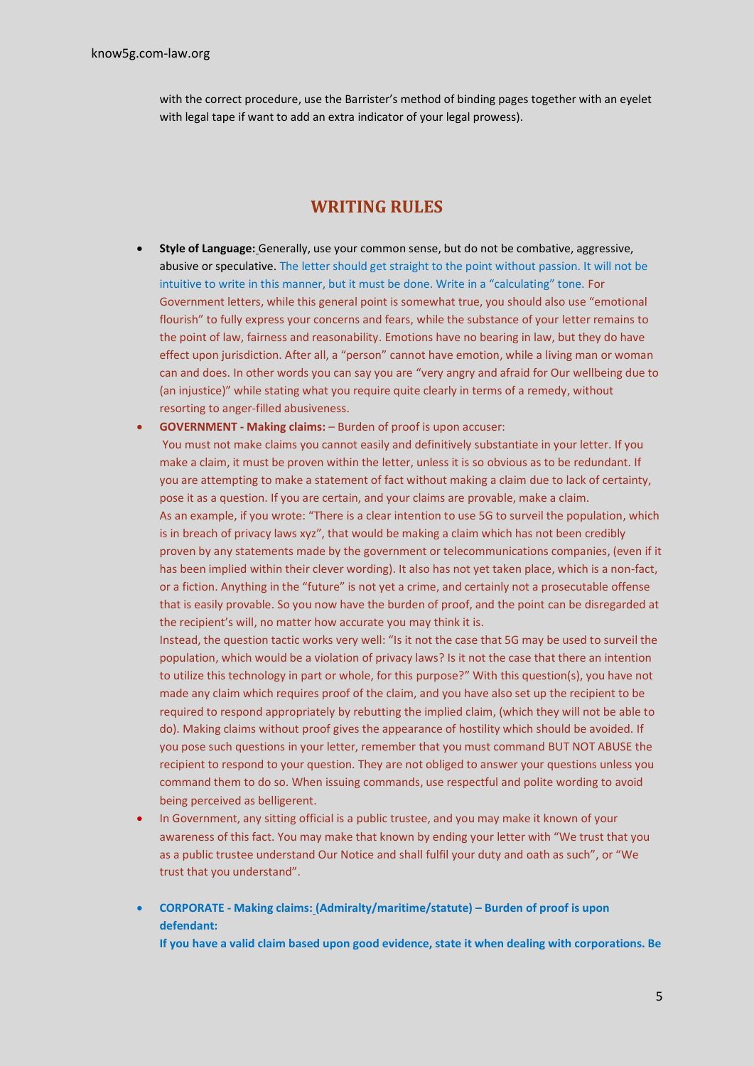with the correct procedure, use the Barrister's method of binding pages together with an eyelet with legal tape if want to add an extra indicator of your legal prowess).

## WRITING RULES

- **Style of Language:** Generally, use your common sense, but do not be combative, aggressive, abusive or speculative. The letter should get straight to the point without passion. It will not be intuitive to write in this manner, but it must be done. Write in a "calculating" tone. For Government letters, while this general point is somewhat true, you should also use "emotional flourish" to fully express your concerns and fears, while the substance of your letter remains to the point of law, fairness and reasonability. Emotions have no bearing in law, but they do have effect upon jurisdiction. After all, a "person" cannot have emotion, while a living man or woman can and does. In other words you can say you are "very angry and afraid for Our wellbeing due to (an injustice)" while stating what you require quite clearly in terms of a remedy, without resorting to anger-filled abusiveness.
- **GOVERNMENT - Making claims:** – Burden of proof is upon accuser:
  You must not make claims you cannot easily and definitively substantiate in your letter. If you make a claim, it must be proven within the letter, unless it is so obvious as to be redundant. If you are attempting to make a statement of fact without making a claim due to lack of certainty, pose it as a question. If you are certain, and your claims are provable, make a claim.
  As an example, if you wrote: "There is a clear intention to use 5G to surveil the population, which is in breach of privacy laws xyz", that would be making a claim which has not been credibly proven by any statements made by the government or telecommunications companies, (even if it has been implied within their clever wording). It also has not yet taken place, which is a non-fact, or a fiction. Anything in the "future" is not yet a crime, and certainly not a prosecutable offense that is easily provable. So you now have the burden of proof, and the point can be disregarded at the recipient's will, no matter how accurate you may think it is.
  Instead, the question tactic works very well: "Is it not the case that 5G may be used to surveil the population, which would be a violation of privacy laws? Is it not the case that there an intention to utilize this technology in part or whole, for this purpose?" With this question(s), you have not made any claim which requires proof of the claim, and you have also set up the recipient to be required to respond appropriately by rebutting the implied claim, (which they will not be able to do). Making claims without proof gives the appearance of hostility which should be avoided. If you pose such questions in your letter, remember that you must command BUT NOT ABUSE the recipient to respond to your question. They are not obliged to answer your questions unless you command them to do so. When issuing commands, use respectful and polite wording to avoid being perceived as belligerent.
- In Government, any sitting official is a public trustee, and you may make it known of your awareness of this fact. You may make that known by ending your letter with "We trust that you as a public trustee understand Our Notice and shall fulfil your duty and oath as such", or "We trust that you understand".
- **CORPORATE - Making claims: (Admiralty/maritime/statute) – Burden of proof is upon defendant:**
  **If you have a valid claim based upon good evidence, state it when dealing with corporations. Be**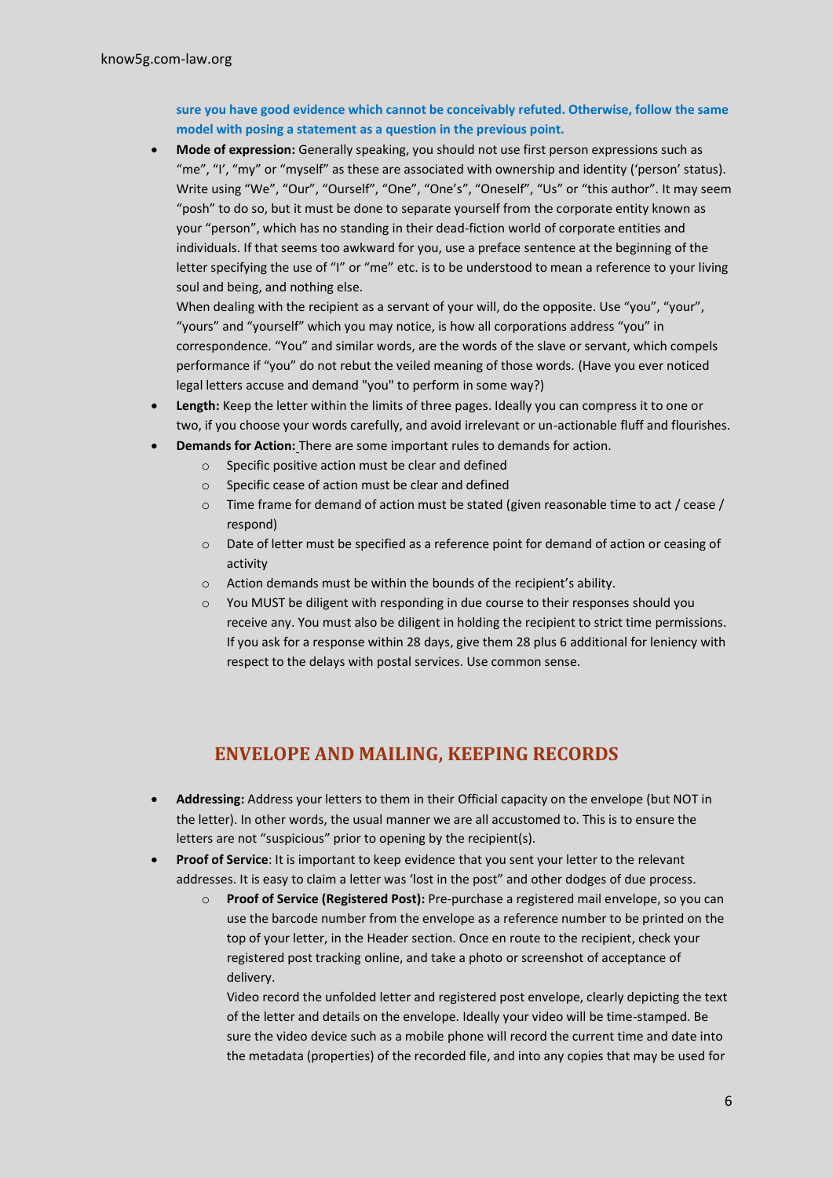**sure you have good evidence which cannot be conceivably refuted. Otherwise, follow the same model with posing a statement as a question in the previous point.**

- **Mode of expression:** Generally speaking, you should not use first person expressions such as "me", "I', "my" or "myself" as these are associated with ownership and identity ('person' status). Write using "We", "Our", "Ourself", "One", "One's", "Oneself", "Us" or "this author". It may seem "posh" to do so, but it must be done to separate yourself from the corporate entity known as your "person", which has no standing in their dead-fiction world of corporate entities and individuals. If that seems too awkward for you, use a preface sentence at the beginning of the letter specifying the use of "I" or "me" etc. is to be understood to mean a reference to your living soul and being, and nothing else.
  When dealing with the recipient as a servant of your will, do the opposite. Use "you", "your", "yours" and "yourself" which you may notice, is how all corporations address "you" in correspondence. "You" and similar words, are the words of the slave or servant, which compels performance if "you" do not rebut the veiled meaning of those words. (Have you ever noticed legal letters accuse and demand "you" to perform in some way?)
- **Length:** Keep the letter within the limits of three pages. Ideally you can compress it to one or two, if you choose your words carefully, and avoid irrelevant or un-actionable fluff and flourishes.
- **Demands for Action:** There are some important rules to demands for action.
  - Specific positive action must be clear and defined
  - Specific cease of action must be clear and defined
  - Time frame for demand of action must be stated (given reasonable time to act / cease / respond)
  - Date of letter must be specified as a reference point for demand of action or ceasing of activity
  - Action demands must be within the bounds of the recipient's ability.
  - You MUST be diligent with responding in due course to their responses should you receive any. You must also be diligent in holding the recipient to strict time permissions. If you ask for a response within 28 days, give them 28 plus 6 additional for leniency with respect to the delays with postal services. Use common sense.

## ENVELOPE AND MAILING, KEEPING RECORDS

- **Addressing:** Address your letters to them in their Official capacity on the envelope (but NOT in the letter). In other words, the usual manner we are all accustomed to. This is to ensure the letters are not "suspicious" prior to opening by the recipient(s).
- **Proof of Service**: It is important to keep evidence that you sent your letter to the relevant addresses. It is easy to claim a letter was 'lost in the post" and other dodges of due process.
  - **Proof of Service (Registered Post):** Pre-purchase a registered mail envelope, so you can use the barcode number from the envelope as a reference number to be printed on the top of your letter, in the Header section. Once en route to the recipient, check your registered post tracking online, and take a photo or screenshot of acceptance of delivery.
    Video record the unfolded letter and registered post envelope, clearly depicting the text of the letter and details on the envelope. Ideally your video will be time-stamped. Be sure the video device such as a mobile phone will record the current time and date into the metadata (properties) of the recorded file, and into any copies that may be used for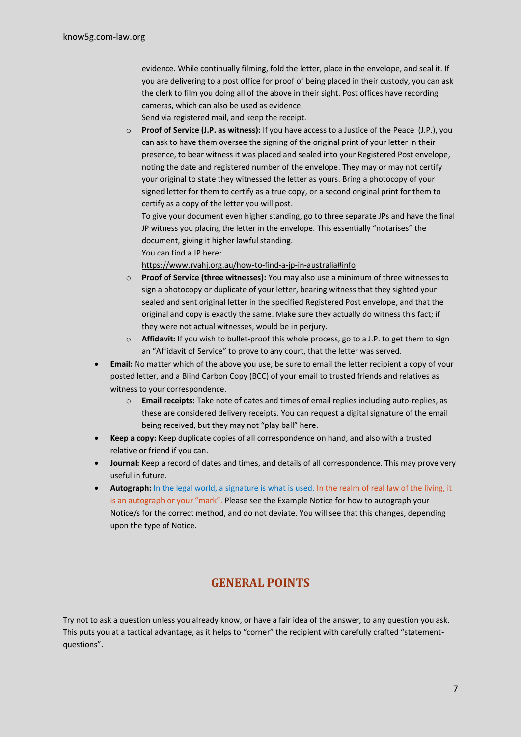evidence. While continually filming, fold the letter, place in the envelope, and seal it. If you are delivering to a post office for proof of being placed in their custody, you can ask the clerk to film you doing all of the above in their sight. Post offices have recording cameras, which can also be used as evidence.
Send via registered mail, and keep the receipt.

  - **Proof of Service (J.P. as witness):** If you have access to a Justice of the Peace (J.P.), you can ask to have them oversee the signing of the original print of your letter in their presence, to bear witness it was placed and sealed into your Registered Post envelope, noting the date and registered number of the envelope. They may or may not certify your original to state they witnessed the letter as yours. Bring a photocopy of your signed letter for them to certify as a true copy, or a second original print for them to certify as a copy of the letter you will post.
    To give your document even higher standing, go to three separate JPs and have the final JP witness you placing the letter in the envelope. This essentially "notarises" the document, giving it higher lawful standing.
    You can find a JP here:
    https://www.rvahj.org.au/how-to-find-a-jp-in-australia#info
  - **Proof of Service (three witnesses):** You may also use a minimum of three witnesses to sign a photocopy or duplicate of your letter, bearing witness that they sighted your sealed and sent original letter in the specified Registered Post envelope, and that the original and copy is exactly the same. Make sure they actually do witness this fact; if they were not actual witnesses, would be in perjury.
  - **Affidavit:** If you wish to bullet-proof this whole process, go to a J.P. to get them to sign an "Affidavit of Service" to prove to any court, that the letter was served.

- **Email:** No matter which of the above you use, be sure to email the letter recipient a copy of your posted letter, and a Blind Carbon Copy (BCC) of your email to trusted friends and relatives as witness to your correspondence.
  - **Email receipts:** Take note of dates and times of email replies including auto-replies, as these are considered delivery receipts. You can request a digital signature of the email being received, but they may not "play ball" here.
- **Keep a copy:** Keep duplicate copies of all correspondence on hand, and also with a trusted relative or friend if you can.
- **Journal:** Keep a record of dates and times, and details of all correspondence. This may prove very useful in future.
- **Autograph:** In the legal world, a signature is what is used. In the realm of real law of the living, it is an autograph or your "mark". Please see the Example Notice for how to autograph your Notice/s for the correct method, and do not deviate. You will see that this changes, depending upon the type of Notice.

## GENERAL POINTS

Try not to ask a question unless you already know, or have a fair idea of the answer, to any question you ask. This puts you at a tactical advantage, as it helps to "corner" the recipient with carefully crafted "statement-questions".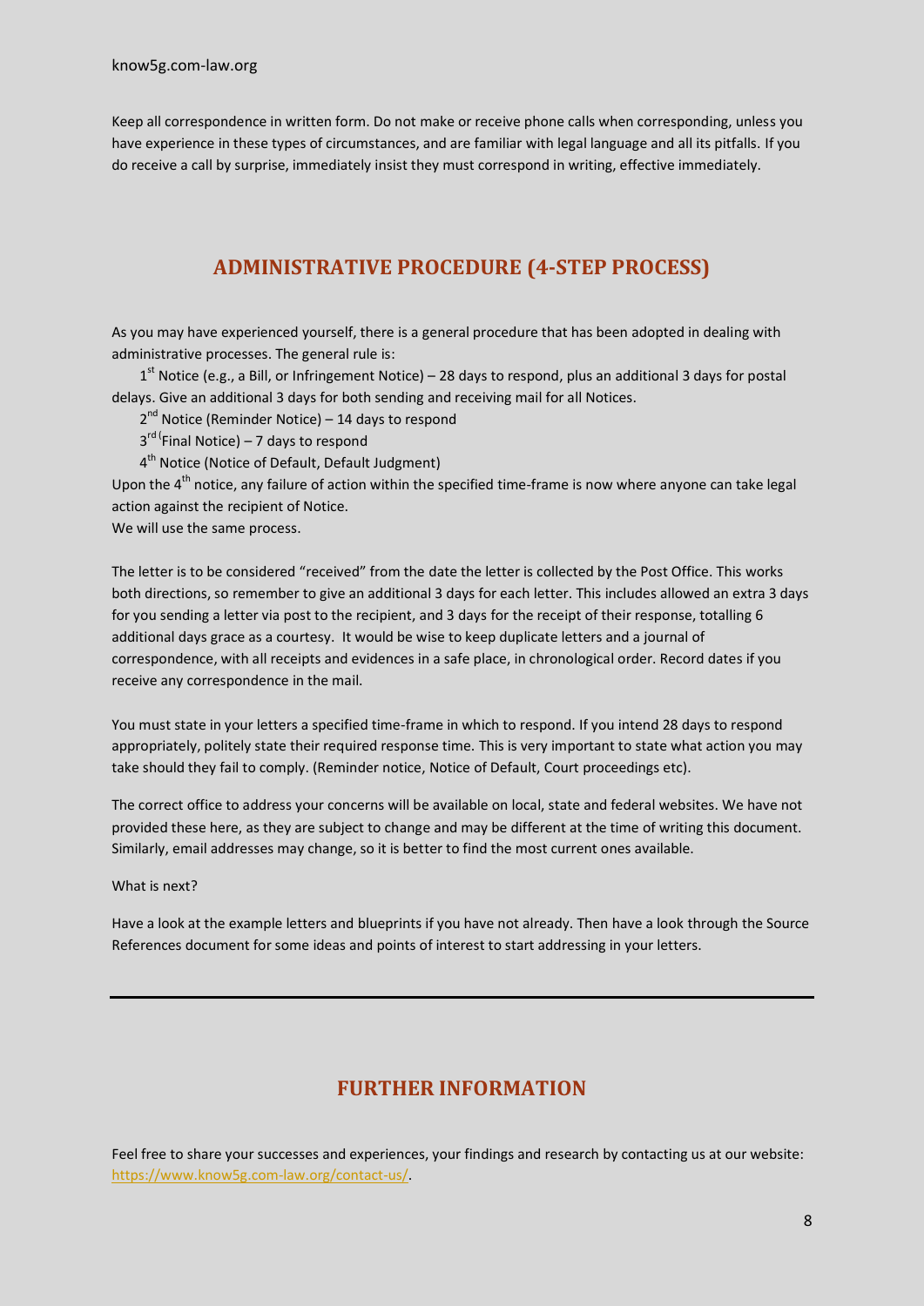Keep all correspondence in written form. Do not make or receive phone calls when corresponding, unless you have experience in these types of circumstances, and are familiar with legal language and all its pitfalls. If you do receive a call by surprise, immediately insist they must correspond in writing, effective immediately.

## ADMINISTRATIVE PROCEDURE (4-STEP PROCESS)

As you may have experienced yourself, there is a general procedure that has been adopted in dealing with administrative processes. The general rule is:

1st Notice (e.g., a Bill, or Infringement Notice) – 28 days to respond, plus an additional 3 days for postal delays. Give an additional 3 days for both sending and receiving mail for all Notices.

2nd Notice (Reminder Notice) – 14 days to respond

3rd (Final Notice) – 7 days to respond

4th Notice (Notice of Default, Default Judgment)

Upon the 4th notice, any failure of action within the specified time-frame is now where anyone can take legal action against the recipient of Notice.

We will use the same process.

The letter is to be considered "received" from the date the letter is collected by the Post Office. This works both directions, so remember to give an additional 3 days for each letter. This includes allowed an extra 3 days for you sending a letter via post to the recipient, and 3 days for the receipt of their response, totalling 6 additional days grace as a courtesy. It would be wise to keep duplicate letters and a journal of correspondence, with all receipts and evidences in a safe place, in chronological order. Record dates if you receive any correspondence in the mail.

You must state in your letters a specified time-frame in which to respond. If you intend 28 days to respond appropriately, politely state their required response time. This is very important to state what action you may take should they fail to comply. (Reminder notice, Notice of Default, Court proceedings etc).

The correct office to address your concerns will be available on local, state and federal websites. We have not provided these here, as they are subject to change and may be different at the time of writing this document. Similarly, email addresses may change, so it is better to find the most current ones available.

What is next?

Have a look at the example letters and blueprints if you have not already. Then have a look through the Source References document for some ideas and points of interest to start addressing in your letters.

---

## FURTHER INFORMATION

Feel free to share your successes and experiences, your findings and research by contacting us at our website: https://www.know5g.com-law.org/contact-us/.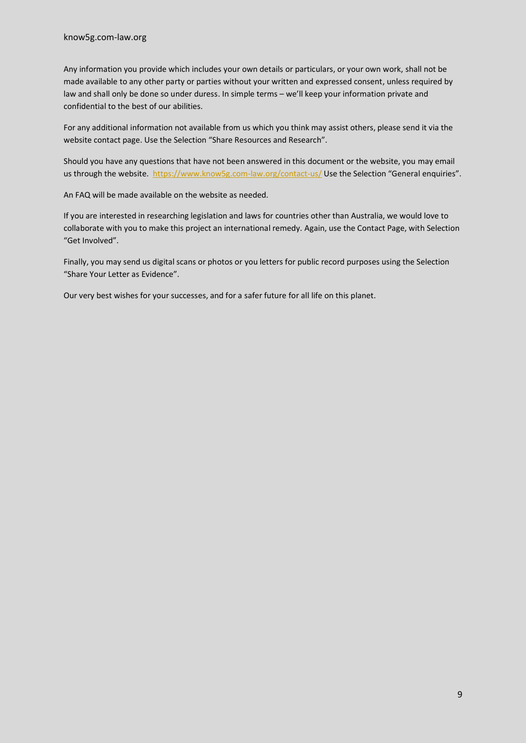Any information you provide which includes your own details or particulars, or your own work, shall not be made available to any other party or parties without your written and expressed consent, unless required by law and shall only be done so under duress. In simple terms – we'll keep your information private and confidential to the best of our abilities.

For any additional information not available from us which you think may assist others, please send it via the website contact page. Use the Selection "Share Resources and Research".

Should you have any questions that have not been answered in this document or the website, you may email us through the website. https://www.know5g.com-law.org/contact-us/ Use the Selection "General enquiries".

An FAQ will be made available on the website as needed.

If you are interested in researching legislation and laws for countries other than Australia, we would love to collaborate with you to make this project an international remedy. Again, use the Contact Page, with Selection "Get Involved".

Finally, you may send us digital scans or photos or you letters for public record purposes using the Selection "Share Your Letter as Evidence".

Our very best wishes for your successes, and for a safer future for all life on this planet.